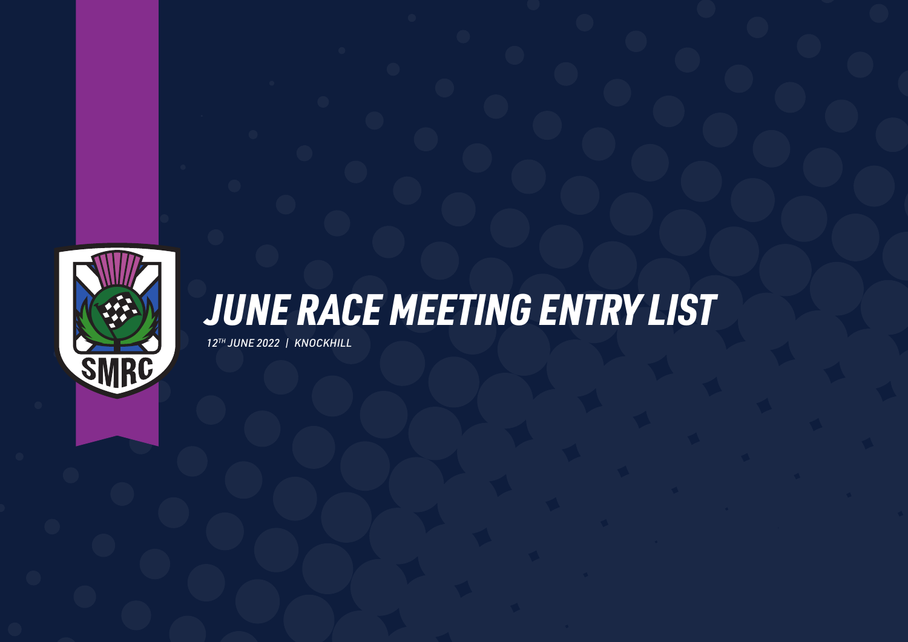# JUNE RACE MEETING ENTRY LIST

*12TH JUNE 2022 | KNOCKHILL*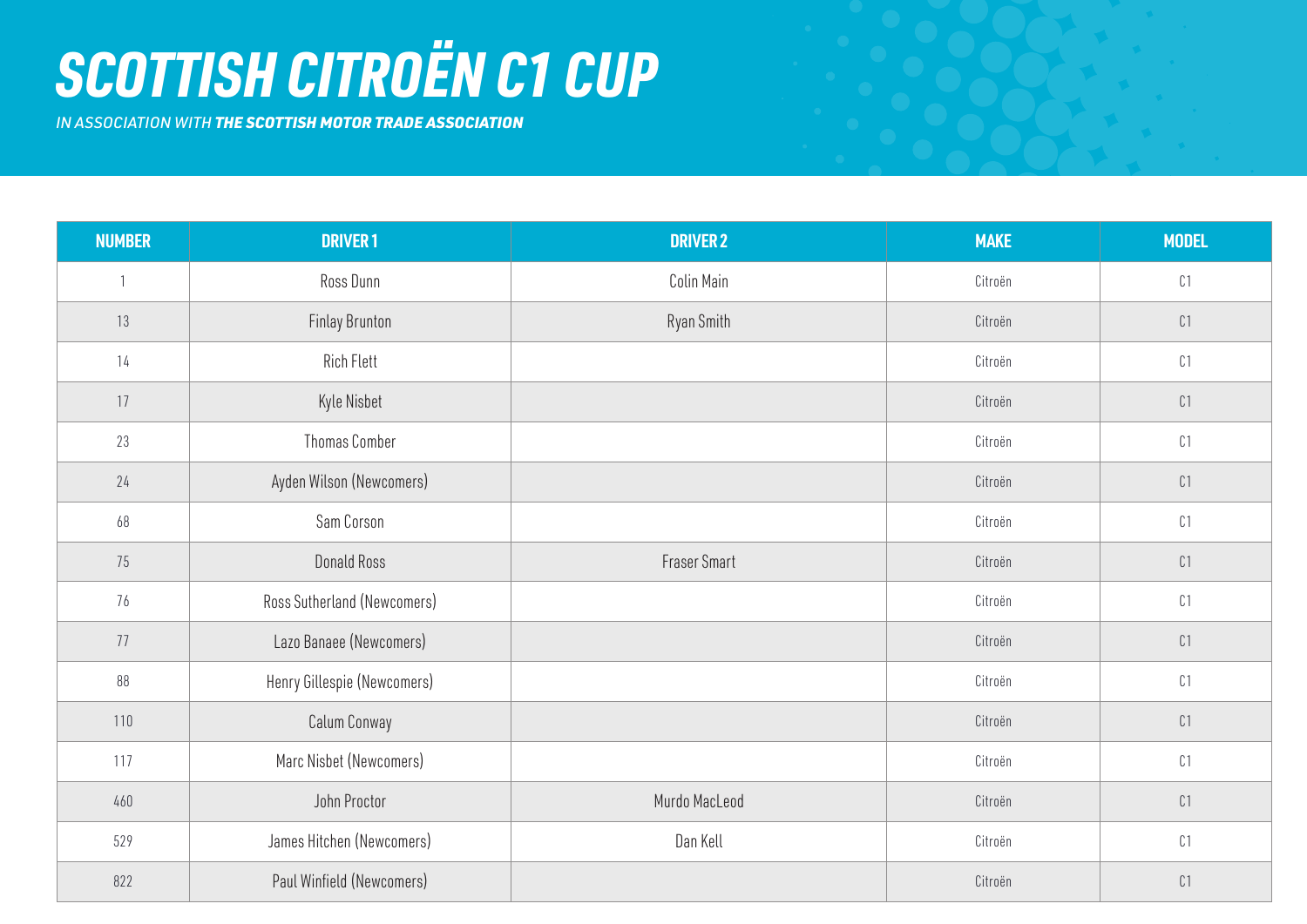# SCOTTISH CITROËN C1 CUP

*IN ASSOCIATION WITH* ***THE SCOTTISH MOTOR TRADE ASSOCIATION***

| NUMBER | DRIVER 1 | DRIVER 2 | MAKE | MODEL |
|---|---|---|---|---|
| 1 | Ross Dunn | Colin Main | Citroën | C1 |
| 13 | Finlay Brunton | Ryan Smith | Citroën | C1 |
| 14 | Rich Flett | | Citroën | C1 |
| 17 | Kyle Nisbet | | Citroën | C1 |
| 23 | Thomas Comber | | Citroën | C1 |
| 24 | Ayden Wilson (Newcomers) | | Citroën | C1 |
| 68 | Sam Corson | | Citroën | C1 |
| 75 | Donald Ross | Fraser Smart | Citroën | C1 |
| 76 | Ross Sutherland (Newcomers) | | Citroën | C1 |
| 77 | Lazo Banaee (Newcomers) | | Citroën | C1 |
| 88 | Henry Gillespie (Newcomers) | | Citroën | C1 |
| 110 | Calum Conway | | Citroën | C1 |
| 117 | Marc Nisbet (Newcomers) | | Citroën | C1 |
| 460 | John Proctor | Murdo MacLeod | Citroën | C1 |
| 529 | James Hitchen (Newcomers) | Dan Kell | Citroën | C1 |
| 822 | Paul Winfield (Newcomers) | | Citroën | C1 |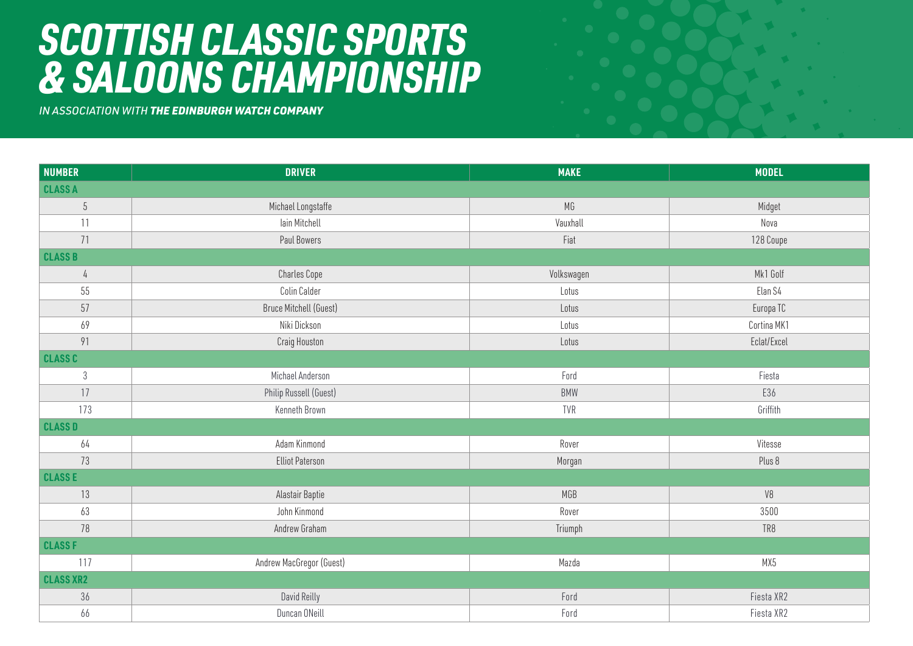# SCOTTISH CLASSIC SPORTS & SALOONS CHAMPIONSHIP

*IN ASSOCIATION WITH* ***THE EDINBURGH WATCH COMPANY***

| NUMBER | DRIVER | MAKE | MODEL |
|---|---|---|---|
| **CLASS A** | | | |
| 5 | Michael Longstaffe | MG | Midget |
| 11 | Iain Mitchell | Vauxhall | Nova |
| 71 | Paul Bowers | Fiat | 128 Coupe |
| **CLASS B** | | | |
| 4 | Charles Cope | Volkswagen | Mk1 Golf |
| 55 | Colin Calder | Lotus | Elan S4 |
| 57 | Bruce Mitchell (Guest) | Lotus | Europa TC |
| 69 | Niki Dickson | Lotus | Cortina MK1 |
| 91 | Craig Houston | Lotus | Eclat/Excel |
| **CLASS C** | | | |
| 3 | Michael Anderson | Ford | Fiesta |
| 17 | Philip Russell (Guest) | BMW | E36 |
| 173 | Kenneth Brown | TVR | Griffith |
| **CLASS D** | | | |
| 64 | Adam Kinmond | Rover | Vitesse |
| 73 | Elliot Paterson | Morgan | Plus 8 |
| **CLASS E** | | | |
| 13 | Alastair Baptie | MGB | V8 |
| 63 | John Kinmond | Rover | 3500 |
| 78 | Andrew Graham | Triumph | TR8 |
| **CLASS F** | | | |
| 117 | Andrew MacGregor (Guest) | Mazda | MX5 |
| **CLASS XR2** | | | |
| 36 | David Reilly | Ford | Fiesta XR2 |
| 66 | Duncan ONeill | Ford | Fiesta XR2 |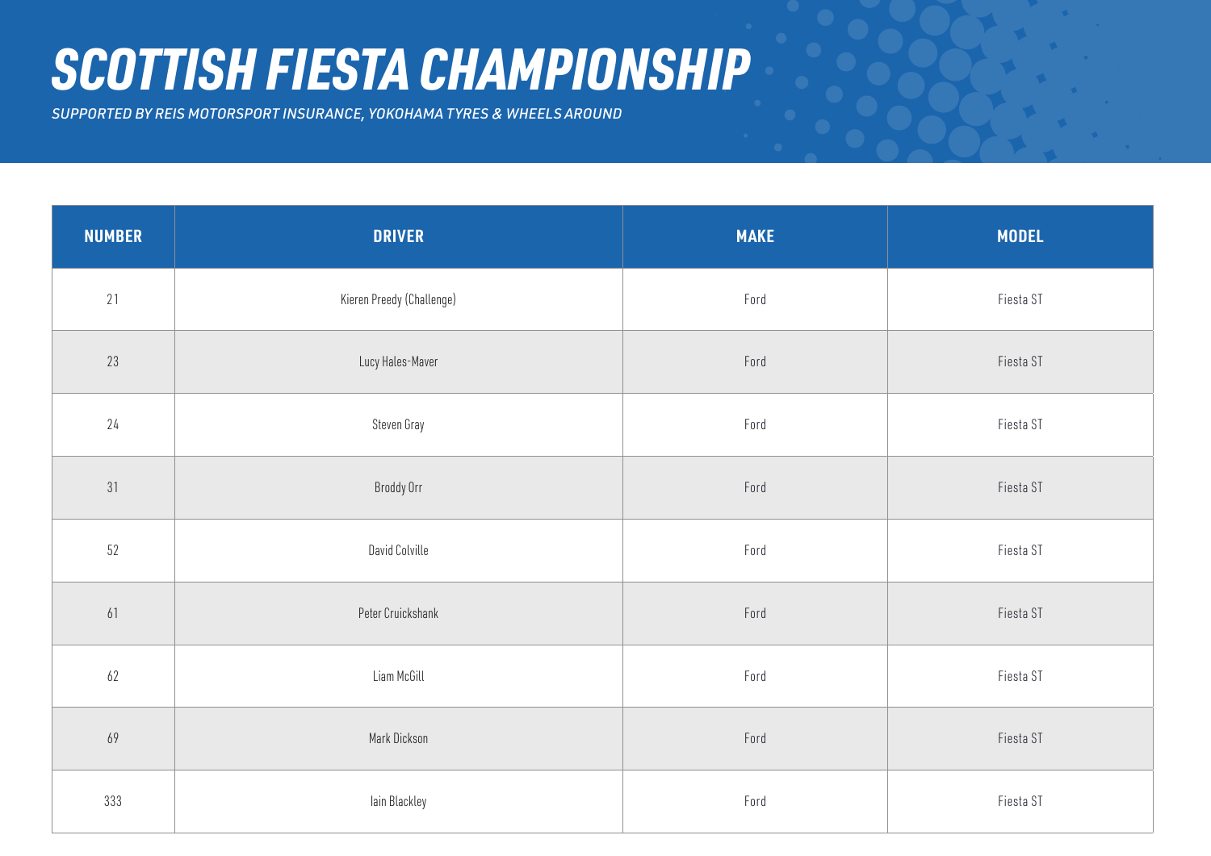# SCOTTISH FIESTA CHAMPIONSHIP

*SUPPORTED BY REIS MOTORSPORT INSURANCE, YOKOHAMA TYRES & WHEELS AROUND*

| NUMBER | DRIVER | MAKE | MODEL |
|---|---|---|---|
| 21 | Kieren Preedy (Challenge) | Ford | Fiesta ST |
| 23 | Lucy Hales-Maver | Ford | Fiesta ST |
| 24 | Steven Gray | Ford | Fiesta ST |
| 31 | Broddy Orr | Ford | Fiesta ST |
| 52 | David Colville | Ford | Fiesta ST |
| 61 | Peter Cruickshank | Ford | Fiesta ST |
| 62 | Liam McGill | Ford | Fiesta ST |
| 69 | Mark Dickson | Ford | Fiesta ST |
| 333 | Iain Blackley | Ford | Fiesta ST |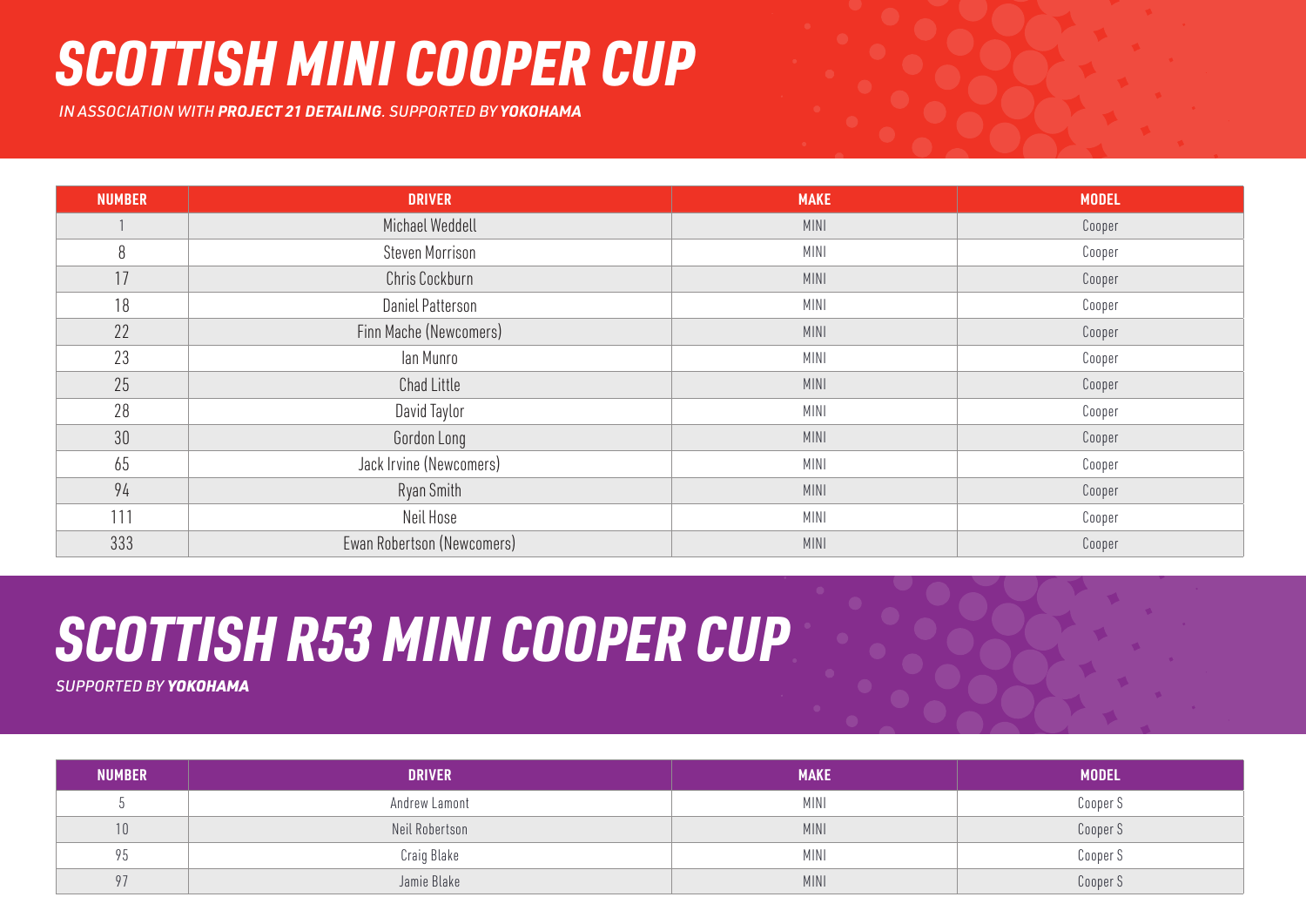# SCOTTISH MINI COOPER CUP

*IN ASSOCIATION WITH **PROJECT 21 DETAILING**. SUPPORTED BY **YOKOHAMA***

| NUMBER | DRIVER | MAKE | MODEL |
|---|---|---|---|
| 1 | Michael Weddell | MINI | Cooper |
| 8 | Steven Morrison | MINI | Cooper |
| 17 | Chris Cockburn | MINI | Cooper |
| 18 | Daniel Patterson | MINI | Cooper |
| 22 | Finn Mache (Newcomers) | MINI | Cooper |
| 23 | Ian Munro | MINI | Cooper |
| 25 | Chad Little | MINI | Cooper |
| 28 | David Taylor | MINI | Cooper |
| 30 | Gordon Long | MINI | Cooper |
| 65 | Jack Irvine (Newcomers) | MINI | Cooper |
| 94 | Ryan Smith | MINI | Cooper |
| 111 | Neil Hose | MINI | Cooper |
| 333 | Ewan Robertson (Newcomers) | MINI | Cooper |

# SCOTTISH R53 MINI COOPER CUP

*SUPPORTED BY **YOKOHAMA***

| NUMBER | DRIVER | MAKE | MODEL |
|---|---|---|---|
| 5 | Andrew Lamont | MINI | Cooper S |
| 10 | Neil Robertson | MINI | Cooper S |
| 95 | Craig Blake | MINI | Cooper S |
| 97 | Jamie Blake | MINI | Cooper S |